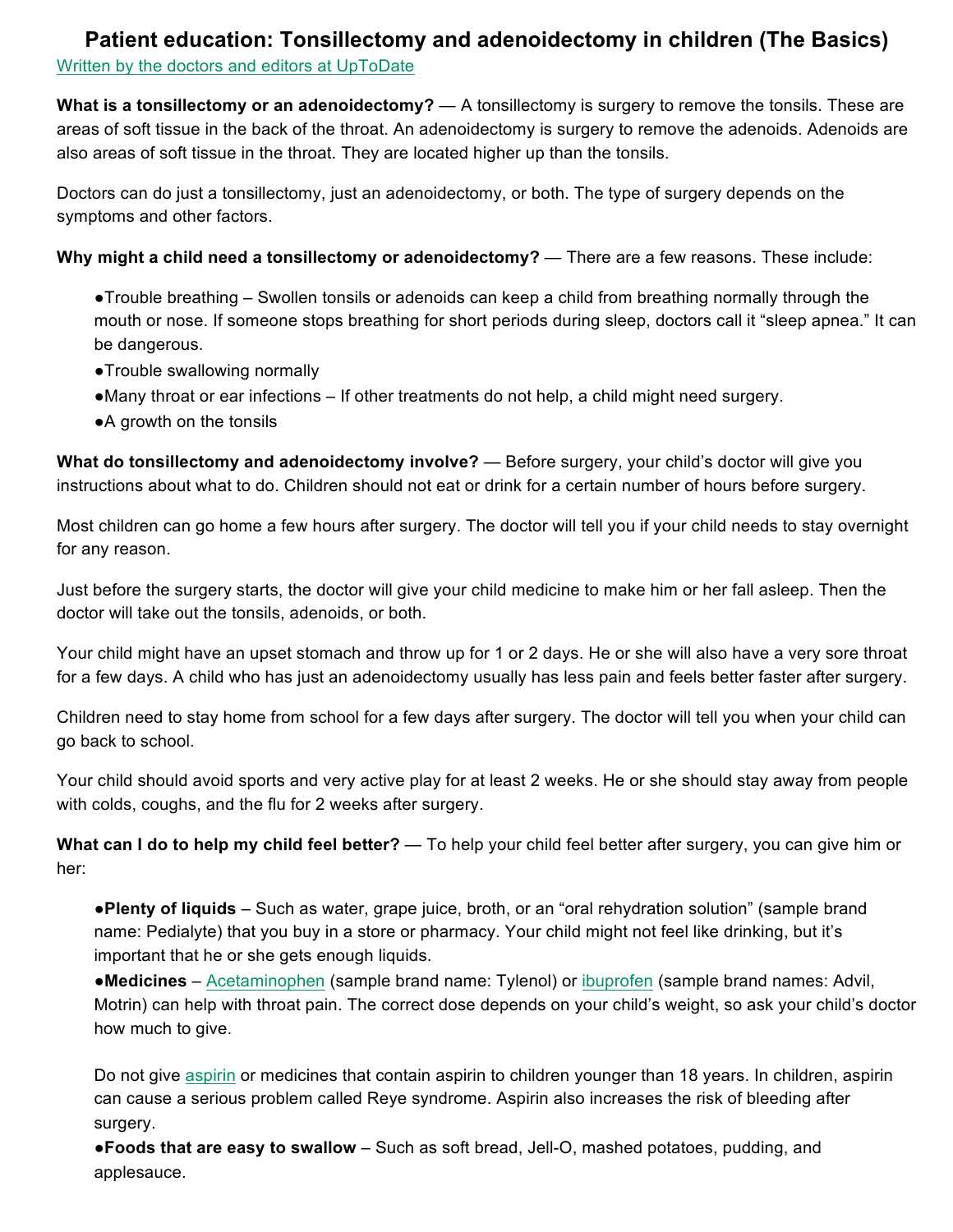# Patient education: Tonsillectomy and adenoidectomy in children (The Basics)

Written by the doctors and editors at UpToDate

**What is a tonsillectomy or an adenoidectomy?** — A tonsillectomy is surgery to remove the tonsils. These are areas of soft tissue in the back of the throat. An adenoidectomy is surgery to remove the adenoids. Adenoids are also areas of soft tissue in the throat. They are located higher up than the tonsils.

Doctors can do just a tonsillectomy, just an adenoidectomy, or both. The type of surgery depends on the symptoms and other factors.

**Why might a child need a tonsillectomy or adenoidectomy?** — There are a few reasons. These include:

- Trouble breathing – Swollen tonsils or adenoids can keep a child from breathing normally through the mouth or nose. If someone stops breathing for short periods during sleep, doctors call it "sleep apnea." It can be dangerous.
- Trouble swallowing normally
- Many throat or ear infections – If other treatments do not help, a child might need surgery.
- A growth on the tonsils

**What do tonsillectomy and adenoidectomy involve?** — Before surgery, your child's doctor will give you instructions about what to do. Children should not eat or drink for a certain number of hours before surgery.

Most children can go home a few hours after surgery. The doctor will tell you if your child needs to stay overnight for any reason.

Just before the surgery starts, the doctor will give your child medicine to make him or her fall asleep. Then the doctor will take out the tonsils, adenoids, or both.

Your child might have an upset stomach and throw up for 1 or 2 days. He or she will also have a very sore throat for a few days. A child who has just an adenoidectomy usually has less pain and feels better faster after surgery.

Children need to stay home from school for a few days after surgery. The doctor will tell you when your child can go back to school.

Your child should avoid sports and very active play for at least 2 weeks. He or she should stay away from people with colds, coughs, and the flu for 2 weeks after surgery.

**What can I do to help my child feel better?** — To help your child feel better after surgery, you can give him or her:

- **Plenty of liquids** – Such as water, grape juice, broth, or an "oral rehydration solution" (sample brand name: Pedialyte) that you buy in a store or pharmacy. Your child might not feel like drinking, but it's important that he or she gets enough liquids.
- **Medicines** – Acetaminophen (sample brand name: Tylenol) or ibuprofen (sample brand names: Advil, Motrin) can help with throat pain. The correct dose depends on your child's weight, so ask your child's doctor how much to give.

  Do not give aspirin or medicines that contain aspirin to children younger than 18 years. In children, aspirin can cause a serious problem called Reye syndrome. Aspirin also increases the risk of bleeding after surgery.
- **Foods that are easy to swallow** – Such as soft bread, Jell-O, mashed potatoes, pudding, and applesauce.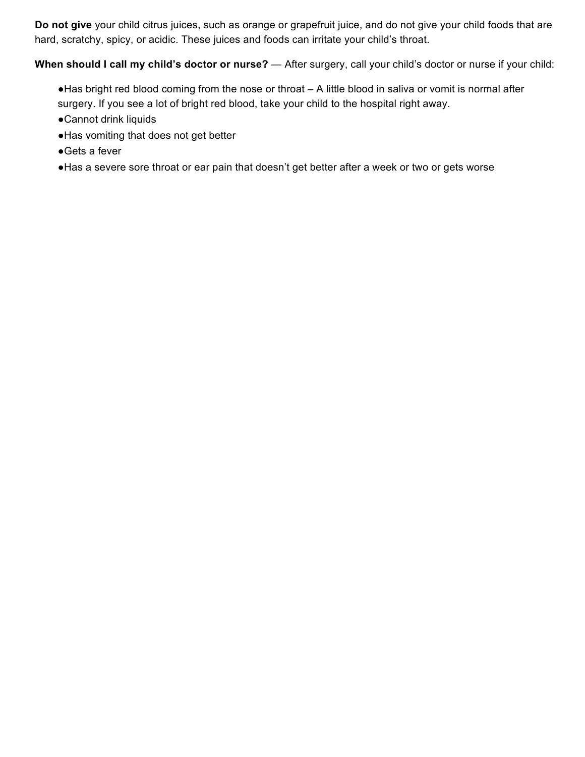**Do not give** your child citrus juices, such as orange or grapefruit juice, and do not give your child foods that are hard, scratchy, spicy, or acidic. These juices and foods can irritate your child's throat.

**When should I call my child's doctor or nurse?** — After surgery, call your child's doctor or nurse if your child:

- Has bright red blood coming from the nose or throat – A little blood in saliva or vomit is normal after surgery. If you see a lot of bright red blood, take your child to the hospital right away.
- Cannot drink liquids
- Has vomiting that does not get better
- Gets a fever
- Has a severe sore throat or ear pain that doesn't get better after a week or two or gets worse